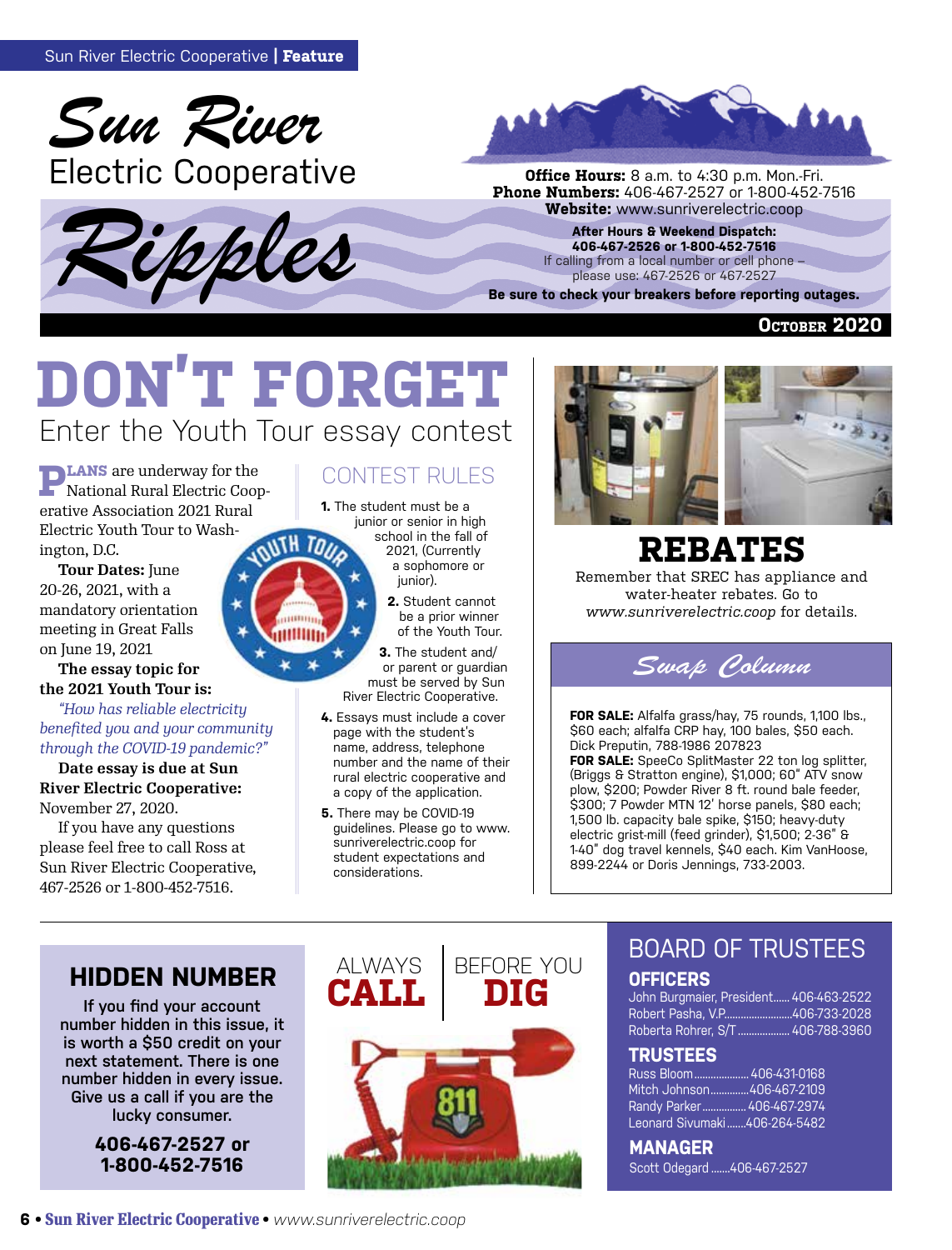# Sun River Electric Cooperative Ripples

**Office Hours:** 8 a.m. to 4:30 p.m. Mon.-Fri.
**Phone Numbers:** 406-467-2527 or 1-800-452-7516
**Website:** www.sunriverelectric.coop

**After Hours & Weekend Dispatch:**
**406-467-2526 or 1-800-452-7516**
If calling from a local number or cell phone – please use: 467-2526 or 467-2527

**Be sure to check your breakers before reporting outages.**

**October 2020**

# DON'T FORGET

## Enter the Youth Tour essay contest

**PLANS** are underway for the National Rural Electric Cooperative Association 2021 Rural Electric Youth Tour to Washington, D.C.

**Tour Dates:** June 20-26, 2021, with a mandatory orientation meeting in Great Falls on June 19, 2021

**The essay topic for the 2021 Youth Tour is:**

*"How has reliable electricity benefited you and your community through the COVID-19 pandemic?"*

**Date essay is due at Sun River Electric Cooperative:** November 27, 2020.

If you have any questions please feel free to call Ross at Sun River Electric Cooperative, 467-2526 or 1-800-452-7516.

### CONTEST RULES

1. The student must be a junior or senior in high school in the fall of 2021, (Currently a sophomore or junior).
2. Student cannot be a prior winner of the Youth Tour.
3. The student and/or parent or guardian must be served by Sun River Electric Cooperative.
4. Essays must include a cover page with the student's name, address, telephone number and the name of their rural electric cooperative and a copy of the application.
5. There may be COVID-19 guidelines. Please go to www.sunriverelectric.coop for student expectations and considerations.

## REBATES

Remember that SREC has appliance and water-heater rebates. Go to *www.sunriverelectric.coop* for details.

## Swap Column

**FOR SALE:** Alfalfa grass/hay, 75 rounds, 1,100 lbs., $60 each; alfalfa CRP hay, 100 bales, $50 each. Dick Preputin, 788-1986 207823

**FOR SALE:** SpeeCo SplitMaster 22 ton log splitter, (Briggs & Stratton engine), $1,000; 60" ATV snow plow, $200; Powder River 8 ft. round bale feeder, $300; 7 Powder MTN 12' horse panels, $80 each; 1,500 lb. capacity bale spike, $150; heavy-duty electric grist-mill (feed grinder), $1,500; 2-36" & 1-40" dog travel kennels, $40 each. Kim VanHoose, 899-2244 or Doris Jennings, 733-2003.

## HIDDEN NUMBER

If you find your account number hidden in this issue, it is worth a $50 credit on your next statement. There is one number hidden in every issue. Give us a call if you are the lucky consumer.

**406-467-2527 or 1-800-452-7516**

ALWAYS **CALL** BEFORE YOU **DIG**

## BOARD OF TRUSTEES

### OFFICERS

John Burgmaier, President...... 406-463-2522
Robert Pasha, V.P. ...... 406-733-2028
Roberta Rohrer, S/T ...... 406-788-3960

### TRUSTEES

Russ Bloom ...... 406-431-0168
Mitch Johnson ...... 406-467-2109
Randy Parker ...... 406-467-2974
Leonard Sivumaki ...... 406-264-5482

### MANAGER

Scott Odegard ...... 406-467-2527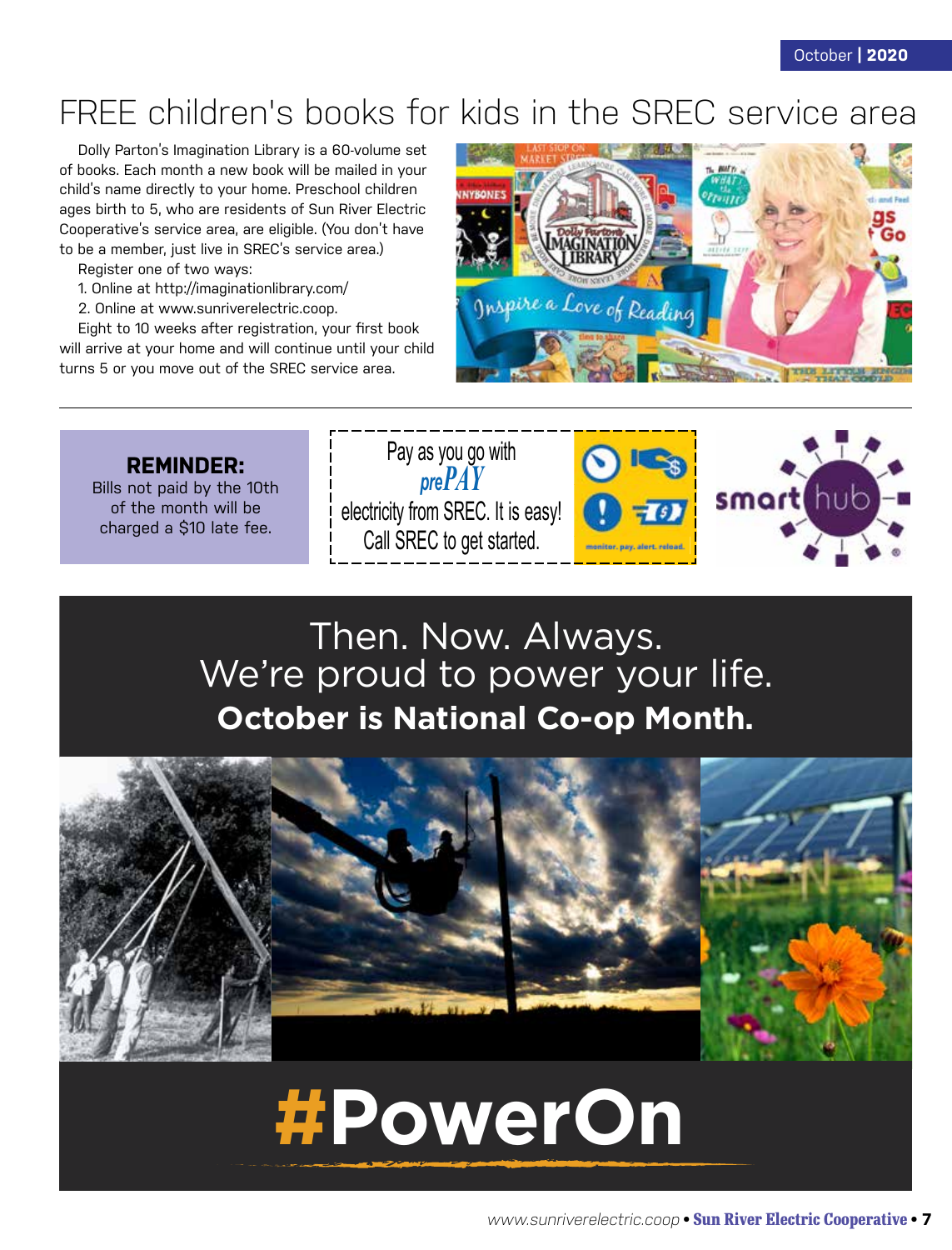# FREE children's books for kids in the SREC service area

Dolly Parton's Imagination Library is a 60-volume set of books. Each month a new book will be mailed in your child's name directly to your home. Preschool children ages birth to 5, who are residents of Sun River Electric Cooperative's service area, are eligible. (You don't have to be a member, just live in SREC's service area.)

Register one of two ways:

1. Online at http://imaginationlibrary.com/
2. Online at www.sunriverelectric.coop.

Eight to 10 weeks after registration, your first book will arrive at your home and will continue until your child turns 5 or you move out of the SREC service area.

**REMINDER:**
Bills not paid by the 10th of the month will be charged a $10 late fee.

Pay as you go with *prePAY* electricity from SREC. It is easy! Call SREC to get started.

monitor. pay. alert. reload.

smart hub

## Then. Now. Always.
## We're proud to power your life.
**October is National Co-op Month.**

# #PowerOn